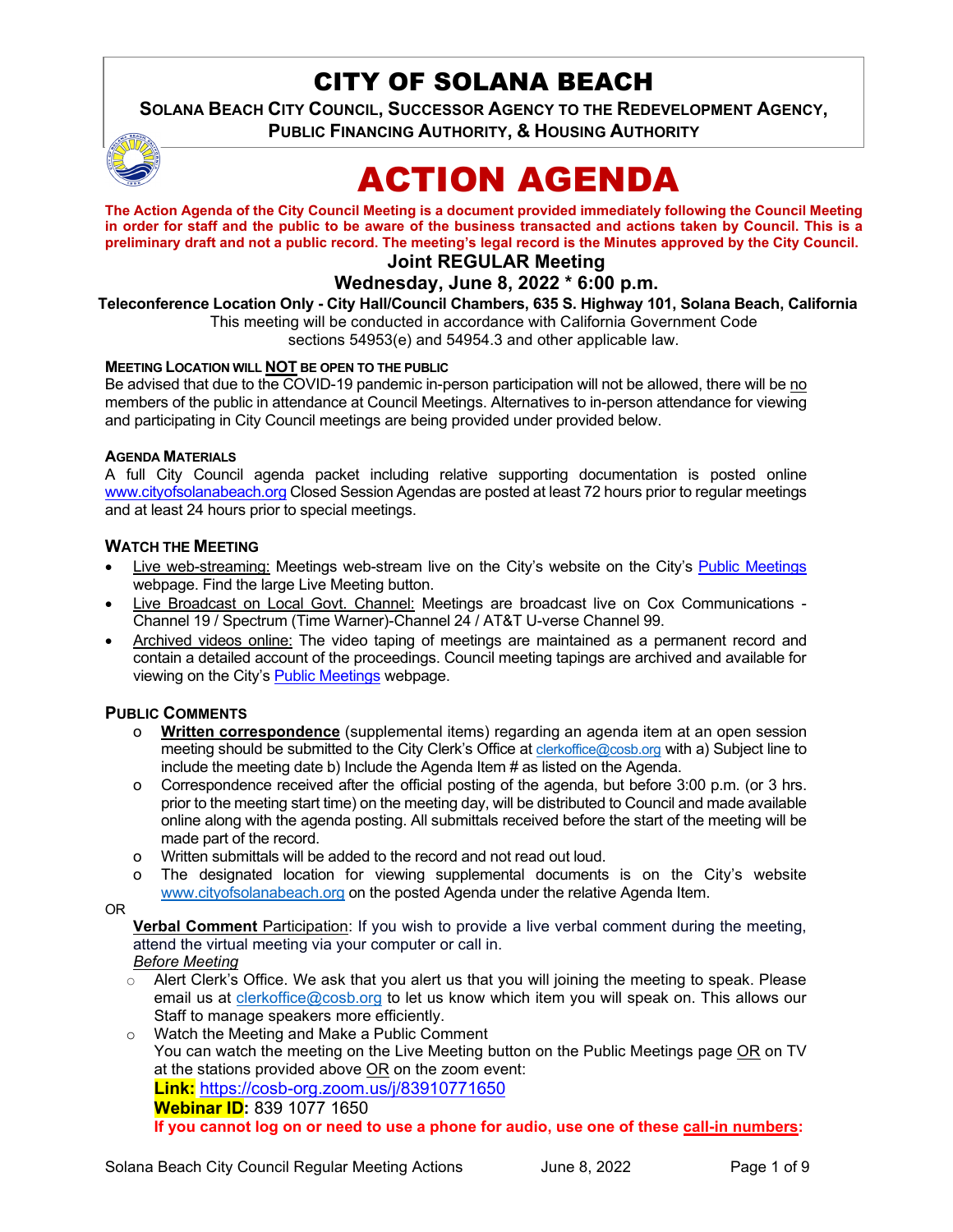# CITY OF SOLANA BEACH

**SOLANA BEACH CITY COUNCIL, SUCCESSOR AGENCY TO THE REDEVELOPMENT AGENCY, PUBLIC FINANCING AUTHORITY, & HOUSING AUTHORITY**

# ACTION AGENDA

**The Action Agenda of the City Council Meeting is a document provided immediately following the Council Meeting in order for staff and the public to be aware of the business transacted and actions taken by Council. This is a preliminary draft and not a public record. The meeting's legal record is the Minutes approved by the City Council.**

## Joint REGULAR Meeting

## Wednesday, June 8, 2022 * 6:00 p.m.

**Teleconference Location Only - City Hall/Council Chambers, 635 S. Highway 101, Solana Beach, California**

This meeting will be conducted in accordance with California Government Code sections 54953(e) and 54954.3 and other applicable law.

**MEETING LOCATION WILL NOT BE OPEN TO THE PUBLIC**

Be advised that due to the COVID-19 pandemic in-person participation will not be allowed, there will be no members of the public in attendance at Council Meetings. Alternatives to in-person attendance for viewing and participating in City Council meetings are being provided under provided below.

**AGENDA MATERIALS**

A full City Council agenda packet including relative supporting documentation is posted online www.cityofsolanabeach.org Closed Session Agendas are posted at least 72 hours prior to regular meetings and at least 24 hours prior to special meetings.

### WATCH THE MEETING

- Live web-streaming: Meetings web-stream live on the City's website on the City's Public Meetings webpage. Find the large Live Meeting button.
- Live Broadcast on Local Govt. Channel: Meetings are broadcast live on Cox Communications - Channel 19 / Spectrum (Time Warner)-Channel 24 / AT&T U-verse Channel 99.
- Archived videos online: The video taping of meetings are maintained as a permanent record and contain a detailed account of the proceedings. Council meeting tapings are archived and available for viewing on the City's Public Meetings webpage.

### PUBLIC COMMENTS

- **Written correspondence** (supplemental items) regarding an agenda item at an open session meeting should be submitted to the City Clerk's Office at clerkoffice@cosb.org with a) Subject line to include the meeting date b) Include the Agenda Item # as listed on the Agenda.
- Correspondence received after the official posting of the agenda, but before 3:00 p.m. (or 3 hrs. prior to the meeting start time) on the meeting day, will be distributed to Council and made available online along with the agenda posting. All submittals received before the start of the meeting will be made part of the record.
- Written submittals will be added to the record and not read out loud.
- The designated location for viewing supplemental documents is on the City's website www.cityofsolanabeach.org on the posted Agenda under the relative Agenda Item.

OR

**Verbal Comment** Participation: If you wish to provide a live verbal comment during the meeting, attend the virtual meeting via your computer or call in.

*Before Meeting*

- Alert Clerk's Office. We ask that you alert us that you will joining the meeting to speak. Please email us at clerkoffice@cosb.org to let us know which item you will speak on. This allows our Staff to manage speakers more efficiently.
- Watch the Meeting and Make a Public Comment
  You can watch the meeting on the Live Meeting button on the Public Meetings page OR on TV at the stations provided above OR on the zoom event:
  **Link:** https://cosb-org.zoom.us/j/83910771650
  **Webinar ID:** 839 1077 1650
  **If you cannot log on or need to use a phone for audio, use one of these call-in numbers:**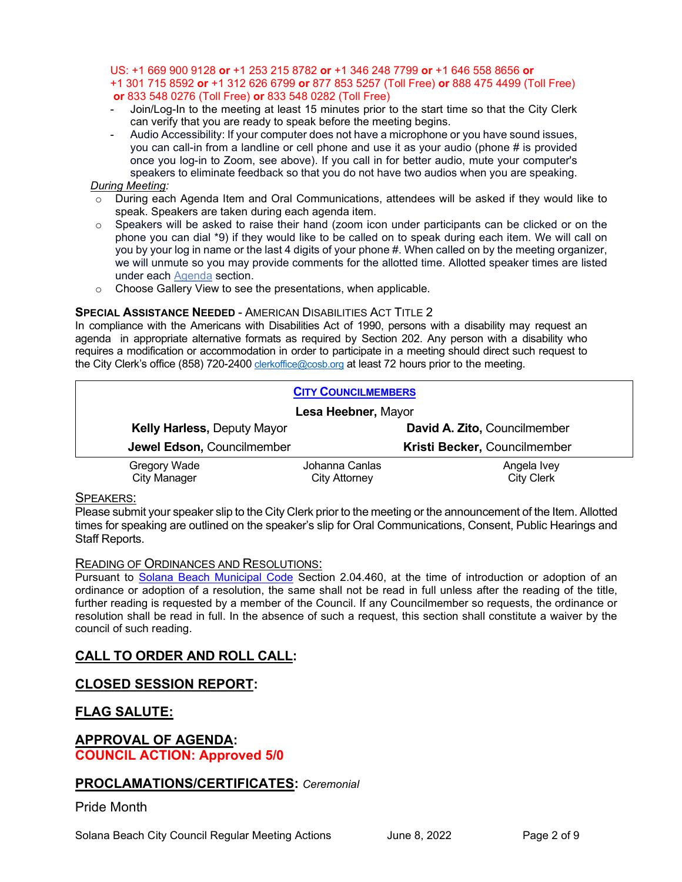US: +1 669 900 9128 **or** +1 253 215 8782 **or** +1 346 248 7799 **or** +1 646 558 8656 **or** +1 301 715 8592 **or** +1 312 626 6799 **or** 877 853 5257 (Toll Free) **or** 888 475 4499 (Toll Free) **or** 833 548 0276 (Toll Free) **or** 833 548 0282 (Toll Free)

- Join/Log-In to the meeting at least 15 minutes prior to the start time so that the City Clerk can verify that you are ready to speak before the meeting begins.
- Audio Accessibility: If your computer does not have a microphone or you have sound issues, you can call-in from a landline or cell phone and use it as your audio (phone # is provided once you log-in to Zoom, see above). If you call in for better audio, mute your computer's speakers to eliminate feedback so that you do not have two audios when you are speaking.

*During Meeting:*

- During each Agenda Item and Oral Communications, attendees will be asked if they would like to speak. Speakers are taken during each agenda item.
- Speakers will be asked to raise their hand (zoom icon under participants can be clicked or on the phone you can dial *9) if they would like to be called on to speak during each item. We will call on you by your log in name or the last 4 digits of your phone #. When called on by the meeting organizer, we will unmute so you may provide comments for the allotted time. Allotted speaker times are listed under each Agenda section.
- Choose Gallery View to see the presentations, when applicable.

**SPECIAL ASSISTANCE NEEDED** - AMERICAN DISABILITIES ACT TITLE 2

In compliance with the Americans with Disabilities Act of 1990, persons with a disability may request an agenda in appropriate alternative formats as required by Section 202. Any person with a disability who requires a modification or accommodation in order to participate in a meeting should direct such request to the City Clerk's office (858) 720-2400 clerkoffice@cosb.org at least 72 hours prior to the meeting.

**CITY COUNCILMEMBERS**

**Lesa Heebner,** Mayor

| | |
|---|---|
| **Kelly Harless,** Deputy Mayor | **David A. Zito,** Councilmember |
| **Jewel Edson,** Councilmember | **Kristi Becker,** Councilmember |

| | | |
|---|---|---|
| Gregory Wade<br>City Manager | Johanna Canlas<br>City Attorney | Angela Ivey<br>City Clerk |

SPEAKERS:

Please submit your speaker slip to the City Clerk prior to the meeting or the announcement of the Item. Allotted times for speaking are outlined on the speaker's slip for Oral Communications, Consent, Public Hearings and Staff Reports.

READING OF ORDINANCES AND RESOLUTIONS:

Pursuant to Solana Beach Municipal Code Section 2.04.460, at the time of introduction or adoption of an ordinance or adoption of a resolution, the same shall not be read in full unless after the reading of the title, further reading is requested by a member of the Council. If any Councilmember so requests, the ordinance or resolution shall be read in full. In the absence of such a request, this section shall constitute a waiver by the council of such reading.

## CALL TO ORDER AND ROLL CALL:

## CLOSED SESSION REPORT:

## FLAG SALUTE:

## APPROVAL OF AGENDA:

**COUNCIL ACTION: Approved 5/0**

## PROCLAMATIONS/CERTIFICATES: *Ceremonial*

Pride Month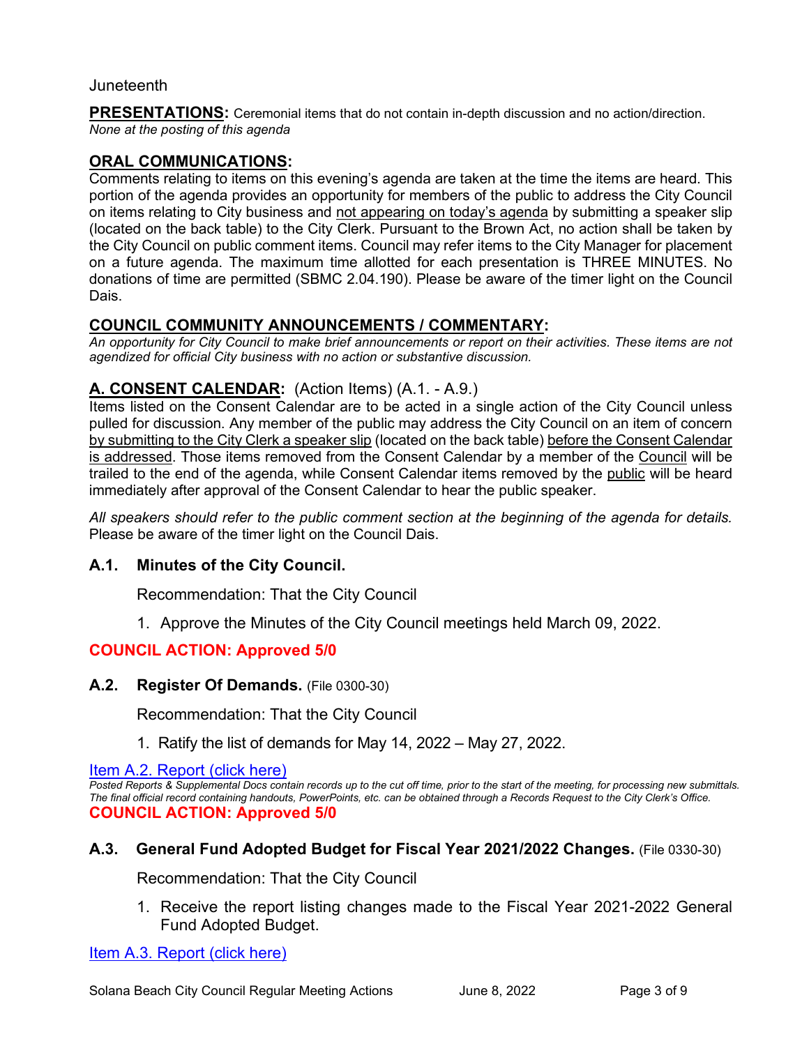Juneteenth

**PRESENTATIONS:** Ceremonial items that do not contain in-depth discussion and no action/direction.
*None at the posting of this agenda*

## ORAL COMMUNICATIONS:

Comments relating to items on this evening's agenda are taken at the time the items are heard. This portion of the agenda provides an opportunity for members of the public to address the City Council on items relating to City business and not appearing on today's agenda by submitting a speaker slip (located on the back table) to the City Clerk. Pursuant to the Brown Act, no action shall be taken by the City Council on public comment items. Council may refer items to the City Manager for placement on a future agenda. The maximum time allotted for each presentation is THREE MINUTES. No donations of time are permitted (SBMC 2.04.190). Please be aware of the timer light on the Council Dais.

## COUNCIL COMMUNITY ANNOUNCEMENTS / COMMENTARY:

*An opportunity for City Council to make brief announcements or report on their activities. These items are not agendized for official City business with no action or substantive discussion.*

## A. CONSENT CALENDAR: (Action Items) (A.1. - A.9.)

Items listed on the Consent Calendar are to be acted in a single action of the City Council unless pulled for discussion. Any member of the public may address the City Council on an item of concern by submitting to the City Clerk a speaker slip (located on the back table) before the Consent Calendar is addressed. Those items removed from the Consent Calendar by a member of the Council will be trailed to the end of the agenda, while Consent Calendar items removed by the public will be heard immediately after approval of the Consent Calendar to hear the public speaker.

*All speakers should refer to the public comment section at the beginning of the agenda for details.* Please be aware of the timer light on the Council Dais.

### A.1. Minutes of the City Council.

Recommendation: That the City Council

1. Approve the Minutes of the City Council meetings held March 09, 2022.

**COUNCIL ACTION: Approved 5/0**

### A.2. Register Of Demands. (File 0300-30)

Recommendation: That the City Council

1. Ratify the list of demands for May 14, 2022 – May 27, 2022.

Item A.2. Report (click here)

*Posted Reports & Supplemental Docs contain records up to the cut off time, prior to the start of the meeting, for processing new submittals. The final official record containing handouts, PowerPoints, etc. can be obtained through a Records Request to the City Clerk's Office.*

**COUNCIL ACTION: Approved 5/0**

### A.3. General Fund Adopted Budget for Fiscal Year 2021/2022 Changes. (File 0330-30)

Recommendation: That the City Council

1. Receive the report listing changes made to the Fiscal Year 2021-2022 General Fund Adopted Budget.

Item A.3. Report (click here)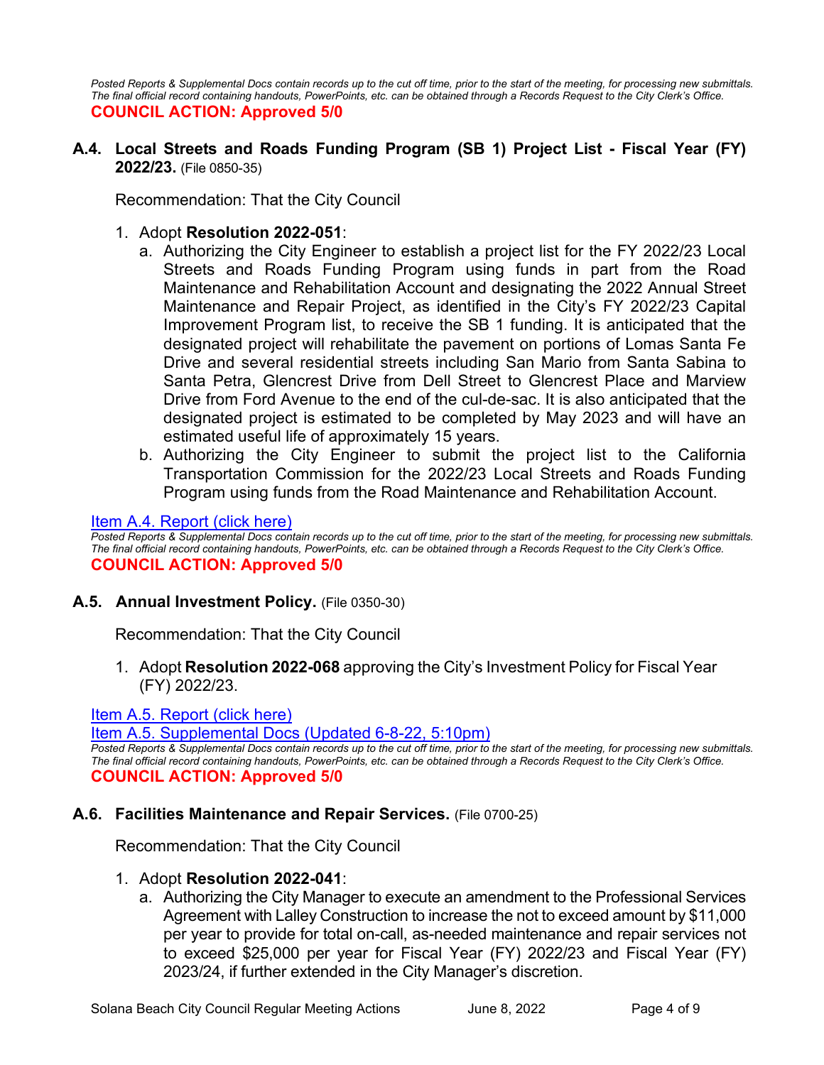*Posted Reports & Supplemental Docs contain records up to the cut off time, prior to the start of the meeting, for processing new submittals. The final official record containing handouts, PowerPoints, etc. can be obtained through a Records Request to the City Clerk's Office.*
**COUNCIL ACTION: Approved 5/0**

### A.4. Local Streets and Roads Funding Program (SB 1) Project List - Fiscal Year (FY) 2022/23. (File 0850-35)

Recommendation: That the City Council

1. Adopt **Resolution 2022-051**:
   a. Authorizing the City Engineer to establish a project list for the FY 2022/23 Local Streets and Roads Funding Program using funds in part from the Road Maintenance and Rehabilitation Account and designating the 2022 Annual Street Maintenance and Repair Project, as identified in the City's FY 2022/23 Capital Improvement Program list, to receive the SB 1 funding. It is anticipated that the designated project will rehabilitate the pavement on portions of Lomas Santa Fe Drive and several residential streets including San Mario from Santa Sabina to Santa Petra, Glencrest Drive from Dell Street to Glencrest Place and Marview Drive from Ford Avenue to the end of the cul-de-sac. It is also anticipated that the designated project is estimated to be completed by May 2023 and will have an estimated useful life of approximately 15 years.
   b. Authorizing the City Engineer to submit the project list to the California Transportation Commission for the 2022/23 Local Streets and Roads Funding Program using funds from the Road Maintenance and Rehabilitation Account.

Item A.4. Report (click here)
*Posted Reports & Supplemental Docs contain records up to the cut off time, prior to the start of the meeting, for processing new submittals. The final official record containing handouts, PowerPoints, etc. can be obtained through a Records Request to the City Clerk's Office.*
**COUNCIL ACTION: Approved 5/0**

### A.5. Annual Investment Policy. (File 0350-30)

Recommendation: That the City Council

1. Adopt **Resolution 2022-068** approving the City's Investment Policy for Fiscal Year (FY) 2022/23.

Item A.5. Report (click here)
Item A.5. Supplemental Docs (Updated 6-8-22, 5:10pm)
*Posted Reports & Supplemental Docs contain records up to the cut off time, prior to the start of the meeting, for processing new submittals. The final official record containing handouts, PowerPoints, etc. can be obtained through a Records Request to the City Clerk's Office.*
**COUNCIL ACTION: Approved 5/0**

### A.6. Facilities Maintenance and Repair Services. (File 0700-25)

Recommendation: That the City Council

1. Adopt **Resolution 2022-041**:
   a. Authorizing the City Manager to execute an amendment to the Professional Services Agreement with Lalley Construction to increase the not to exceed amount by $11,000 per year to provide for total on-call, as-needed maintenance and repair services not to exceed $25,000 per year for Fiscal Year (FY) 2022/23 and Fiscal Year (FY) 2023/24, if further extended in the City Manager's discretion.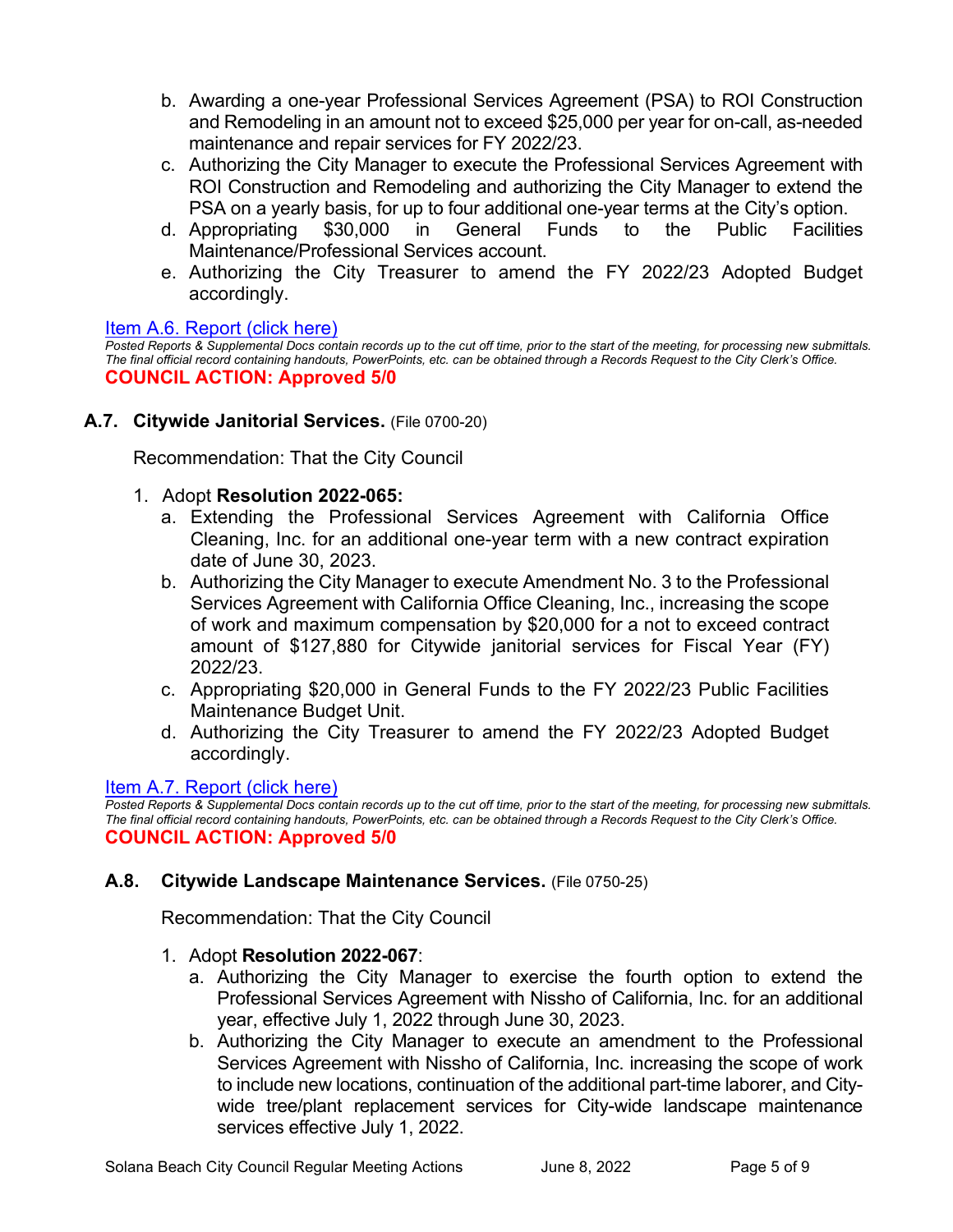b. Awarding a one-year Professional Services Agreement (PSA) to ROI Construction and Remodeling in an amount not to exceed $25,000 per year for on-call, as-needed maintenance and repair services for FY 2022/23.
   c. Authorizing the City Manager to execute the Professional Services Agreement with ROI Construction and Remodeling and authorizing the City Manager to extend the PSA on a yearly basis, for up to four additional one-year terms at the City's option.
   d. Appropriating $30,000 in General Funds to the Public Facilities Maintenance/Professional Services account.
   e. Authorizing the City Treasurer to amend the FY 2022/23 Adopted Budget accordingly.

Item A.6. Report (click here)

*Posted Reports & Supplemental Docs contain records up to the cut off time, prior to the start of the meeting, for processing new submittals. The final official record containing handouts, PowerPoints, etc. can be obtained through a Records Request to the City Clerk's Office.*

**COUNCIL ACTION: Approved 5/0**

### A.7. Citywide Janitorial Services. (File 0700-20)

Recommendation: That the City Council

1. Adopt **Resolution 2022-065:**
   a. Extending the Professional Services Agreement with California Office Cleaning, Inc. for an additional one-year term with a new contract expiration date of June 30, 2023.
   b. Authorizing the City Manager to execute Amendment No. 3 to the Professional Services Agreement with California Office Cleaning, Inc., increasing the scope of work and maximum compensation by $20,000 for a not to exceed contract amount of $127,880 for Citywide janitorial services for Fiscal Year (FY) 2022/23.
   c. Appropriating $20,000 in General Funds to the FY 2022/23 Public Facilities Maintenance Budget Unit.
   d. Authorizing the City Treasurer to amend the FY 2022/23 Adopted Budget accordingly.

Item A.7. Report (click here)

*Posted Reports & Supplemental Docs contain records up to the cut off time, prior to the start of the meeting, for processing new submittals. The final official record containing handouts, PowerPoints, etc. can be obtained through a Records Request to the City Clerk's Office.*

**COUNCIL ACTION: Approved 5/0**

### A.8. Citywide Landscape Maintenance Services. (File 0750-25)

Recommendation: That the City Council

1. Adopt **Resolution 2022-067**:
   a. Authorizing the City Manager to exercise the fourth option to extend the Professional Services Agreement with Nissho of California, Inc. for an additional year, effective July 1, 2022 through June 30, 2023.
   b. Authorizing the City Manager to execute an amendment to the Professional Services Agreement with Nissho of California, Inc. increasing the scope of work to include new locations, continuation of the additional part-time laborer, and City-wide tree/plant replacement services for City-wide landscape maintenance services effective July 1, 2022.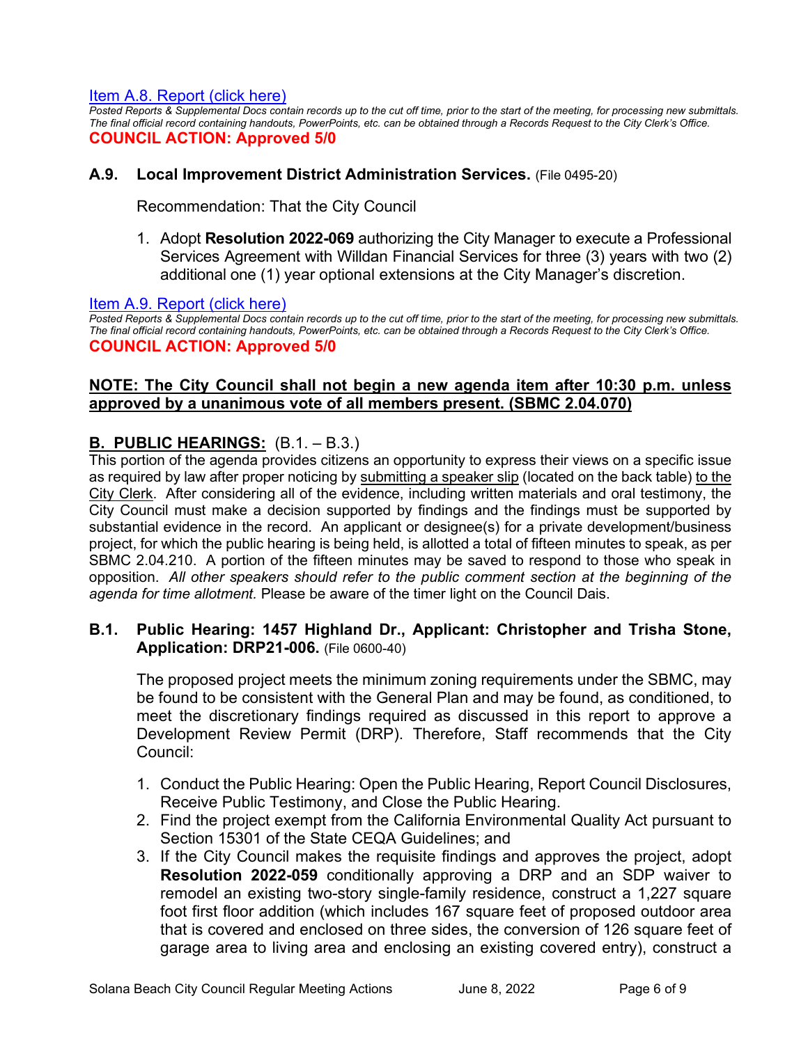[Item A.8. Report (click here)](#)

*Posted Reports & Supplemental Docs contain records up to the cut off time, prior to the start of the meeting, for processing new submittals. The final official record containing handouts, PowerPoints, etc. can be obtained through a Records Request to the City Clerk's Office.*

**COUNCIL ACTION: Approved 5/0**

### A.9. Local Improvement District Administration Services. (File 0495-20)

Recommendation: That the City Council

1. Adopt **Resolution 2022-069** authorizing the City Manager to execute a Professional Services Agreement with Willdan Financial Services for three (3) years with two (2) additional one (1) year optional extensions at the City Manager's discretion.

[Item A.9. Report (click here)](#)

*Posted Reports & Supplemental Docs contain records up to the cut off time, prior to the start of the meeting, for processing new submittals. The final official record containing handouts, PowerPoints, etc. can be obtained through a Records Request to the City Clerk's Office.*

**COUNCIL ACTION: Approved 5/0**

**NOTE: The City Council shall not begin a new agenda item after 10:30 p.m. unless approved by a unanimous vote of all members present. (SBMC 2.04.070)**

## B. PUBLIC HEARINGS: (B.1. – B.3.)

This portion of the agenda provides citizens an opportunity to express their views on a specific issue as required by law after proper noticing by submitting a speaker slip (located on the back table) to the City Clerk. After considering all of the evidence, including written materials and oral testimony, the City Council must make a decision supported by findings and the findings must be supported by substantial evidence in the record. An applicant or designee(s) for a private development/business project, for which the public hearing is being held, is allotted a total of fifteen minutes to speak, as per SBMC 2.04.210. A portion of the fifteen minutes may be saved to respond to those who speak in opposition. *All other speakers should refer to the public comment section at the beginning of the agenda for time allotment.* Please be aware of the timer light on the Council Dais.

### B.1. Public Hearing: 1457 Highland Dr., Applicant: Christopher and Trisha Stone, Application: DRP21-006. (File 0600-40)

The proposed project meets the minimum zoning requirements under the SBMC, may be found to be consistent with the General Plan and may be found, as conditioned, to meet the discretionary findings required as discussed in this report to approve a Development Review Permit (DRP). Therefore, Staff recommends that the City Council:

1. Conduct the Public Hearing: Open the Public Hearing, Report Council Disclosures, Receive Public Testimony, and Close the Public Hearing.
2. Find the project exempt from the California Environmental Quality Act pursuant to Section 15301 of the State CEQA Guidelines; and
3. If the City Council makes the requisite findings and approves the project, adopt **Resolution 2022-059** conditionally approving a DRP and an SDP waiver to remodel an existing two-story single-family residence, construct a 1,227 square foot first floor addition (which includes 167 square feet of proposed outdoor area that is covered and enclosed on three sides, the conversion of 126 square feet of garage area to living area and enclosing an existing covered entry), construct a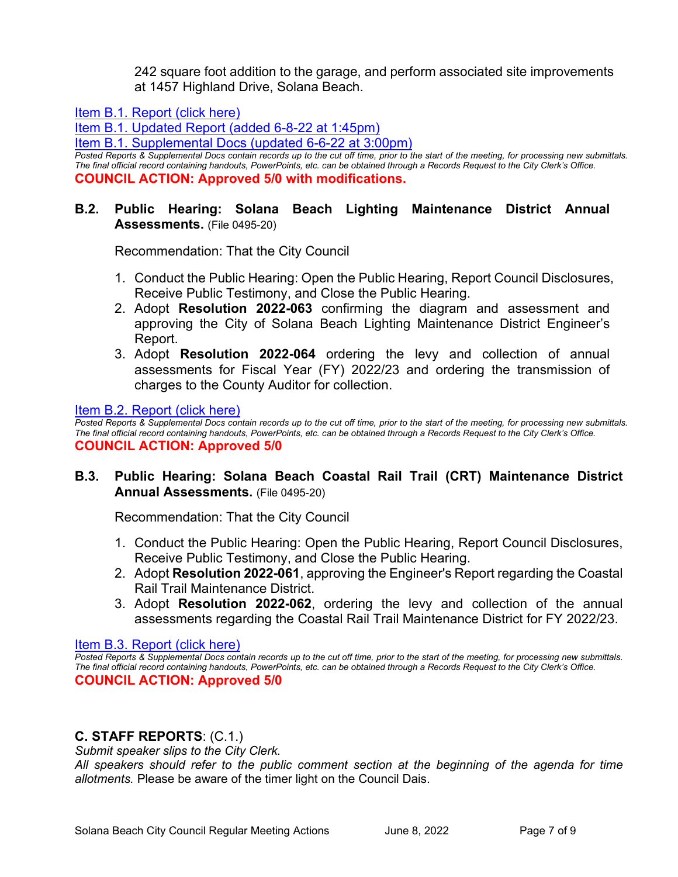242 square foot addition to the garage, and perform associated site improvements at 1457 Highland Drive, Solana Beach.

Item B.1. Report (click here)
Item B.1. Updated Report (added 6-8-22 at 1:45pm)
Item B.1. Supplemental Docs (updated 6-6-22 at 3:00pm)

*Posted Reports & Supplemental Docs contain records up to the cut off time, prior to the start of the meeting, for processing new submittals. The final official record containing handouts, PowerPoints, etc. can be obtained through a Records Request to the City Clerk's Office.*

**COUNCIL ACTION: Approved 5/0 with modifications.**

**B.2. Public Hearing: Solana Beach Lighting Maintenance District Annual Assessments.** (File 0495-20)

Recommendation: That the City Council

1. Conduct the Public Hearing: Open the Public Hearing, Report Council Disclosures, Receive Public Testimony, and Close the Public Hearing.
2. Adopt **Resolution 2022-063** confirming the diagram and assessment and approving the City of Solana Beach Lighting Maintenance District Engineer's Report.
3. Adopt **Resolution 2022-064** ordering the levy and collection of annual assessments for Fiscal Year (FY) 2022/23 and ordering the transmission of charges to the County Auditor for collection.

Item B.2. Report (click here)

*Posted Reports & Supplemental Docs contain records up to the cut off time, prior to the start of the meeting, for processing new submittals. The final official record containing handouts, PowerPoints, etc. can be obtained through a Records Request to the City Clerk's Office.*

**COUNCIL ACTION: Approved 5/0**

**B.3. Public Hearing: Solana Beach Coastal Rail Trail (CRT) Maintenance District Annual Assessments.** (File 0495-20)

Recommendation: That the City Council

1. Conduct the Public Hearing: Open the Public Hearing, Report Council Disclosures, Receive Public Testimony, and Close the Public Hearing.
2. Adopt **Resolution 2022-061**, approving the Engineer's Report regarding the Coastal Rail Trail Maintenance District.
3. Adopt **Resolution 2022-062**, ordering the levy and collection of the annual assessments regarding the Coastal Rail Trail Maintenance District for FY 2022/23.

Item B.3. Report (click here)

*Posted Reports & Supplemental Docs contain records up to the cut off time, prior to the start of the meeting, for processing new submittals. The final official record containing handouts, PowerPoints, etc. can be obtained through a Records Request to the City Clerk's Office.*

**COUNCIL ACTION: Approved 5/0**

## C. STAFF REPORTS: (C.1.)

*Submit speaker slips to the City Clerk.*

*All speakers should refer to the public comment section at the beginning of the agenda for time allotments.* Please be aware of the timer light on the Council Dais.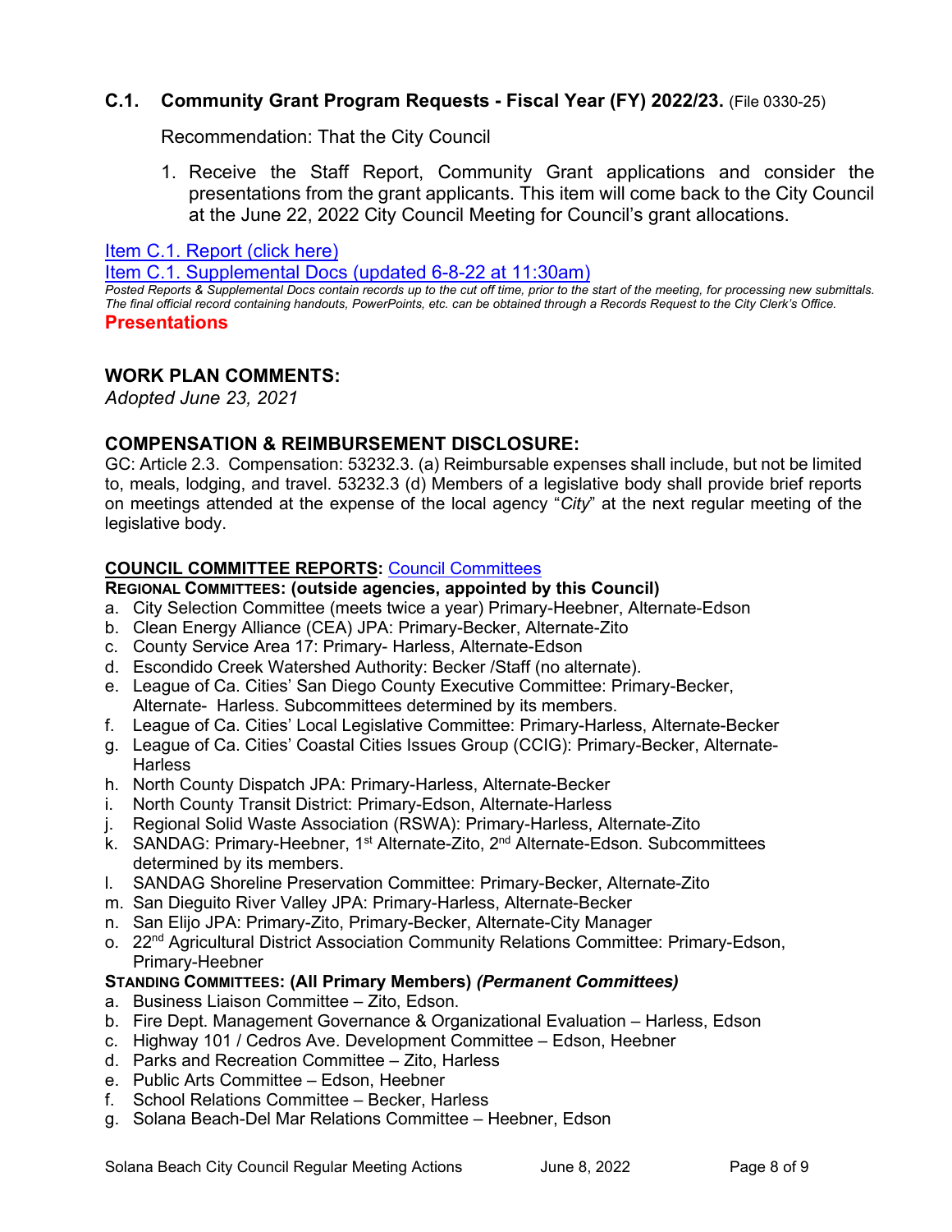### C.1. Community Grant Program Requests - Fiscal Year (FY) 2022/23. (File 0330-25)

Recommendation: That the City Council

1. Receive the Staff Report, Community Grant applications and consider the presentations from the grant applicants. This item will come back to the City Council at the June 22, 2022 City Council Meeting for Council's grant allocations.

[Item C.1. Report (click here)]

[Item C.1. Supplemental Docs (updated 6-8-22 at 11:30am)]

*Posted Reports & Supplemental Docs contain records up to the cut off time, prior to the start of the meeting, for processing new submittals. The final official record containing handouts, PowerPoints, etc. can be obtained through a Records Request to the City Clerk's Office.*

**Presentations**

## WORK PLAN COMMENTS:

*Adopted June 23, 2021*

## COMPENSATION & REIMBURSEMENT DISCLOSURE:

GC: Article 2.3. Compensation: 53232.3. (a) Reimbursable expenses shall include, but not be limited to, meals, lodging, and travel. 53232.3 (d) Members of a legislative body shall provide brief reports on meetings attended at the expense of the local agency "*City*" at the next regular meeting of the legislative body.

**COUNCIL COMMITTEE REPORTS:** [Council Committees]

**REGIONAL COMMITTEES: (outside agencies, appointed by this Council)**

a. City Selection Committee (meets twice a year) Primary-Heebner, Alternate-Edson
b. Clean Energy Alliance (CEA) JPA: Primary-Becker, Alternate-Zito
c. County Service Area 17: Primary- Harless, Alternate-Edson
d. Escondido Creek Watershed Authority: Becker /Staff (no alternate).
e. League of Ca. Cities' San Diego County Executive Committee: Primary-Becker, Alternate- Harless. Subcommittees determined by its members.
f. League of Ca. Cities' Local Legislative Committee: Primary-Harless, Alternate-Becker
g. League of Ca. Cities' Coastal Cities Issues Group (CCIG): Primary-Becker, Alternate-Harless
h. North County Dispatch JPA: Primary-Harless, Alternate-Becker
i. North County Transit District: Primary-Edson, Alternate-Harless
j. Regional Solid Waste Association (RSWA): Primary-Harless, Alternate-Zito
k. SANDAG: Primary-Heebner, 1st Alternate-Zito, 2nd Alternate-Edson. Subcommittees determined by its members.
l. SANDAG Shoreline Preservation Committee: Primary-Becker, Alternate-Zito
m. San Dieguito River Valley JPA: Primary-Harless, Alternate-Becker
n. San Elijo JPA: Primary-Zito, Primary-Becker, Alternate-City Manager
o. 22nd Agricultural District Association Community Relations Committee: Primary-Edson, Primary-Heebner

**STANDING COMMITTEES: (All Primary Members) *(Permanent Committees)***

a. Business Liaison Committee – Zito, Edson.
b. Fire Dept. Management Governance & Organizational Evaluation – Harless, Edson
c. Highway 101 / Cedros Ave. Development Committee – Edson, Heebner
d. Parks and Recreation Committee – Zito, Harless
e. Public Arts Committee – Edson, Heebner
f. School Relations Committee – Becker, Harless
g. Solana Beach-Del Mar Relations Committee – Heebner, Edson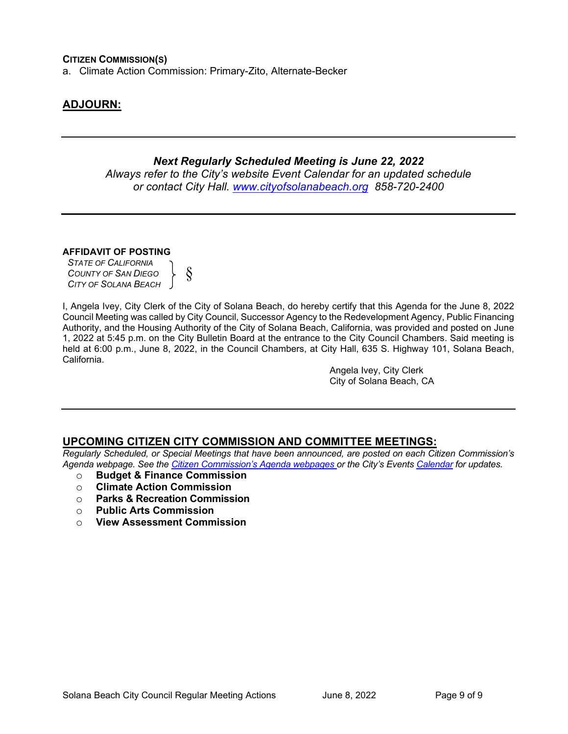**CITIZEN COMMISSION(S)**

a. Climate Action Commission: Primary-Zito, Alternate-Becker

## ADJOURN:

---

***Next Regularly Scheduled Meeting is June 22, 2022***

*Always refer to the City's website Event Calendar for an updated schedule or contact City Hall. [www.cityofsolanabeach.org](http://www.cityofsolanabeach.org) 858-720-2400*

---

**AFFIDAVIT OF POSTING**

*STATE OF CALIFORNIA*
*COUNTY OF SAN DIEGO* } §
*CITY OF SOLANA BEACH*

I, Angela Ivey, City Clerk of the City of Solana Beach, do hereby certify that this Agenda for the June 8, 2022 Council Meeting was called by City Council, Successor Agency to the Redevelopment Agency, Public Financing Authority, and the Housing Authority of the City of Solana Beach, California, was provided and posted on June 1, 2022 at 5:45 p.m. on the City Bulletin Board at the entrance to the City Council Chambers. Said meeting is held at 6:00 p.m., June 8, 2022, in the Council Chambers, at City Hall, 635 S. Highway 101, Solana Beach, California.

Angela Ivey, City Clerk
City of Solana Beach, CA

---

## UPCOMING CITIZEN CITY COMMISSION AND COMMITTEE MEETINGS:

*Regularly Scheduled, or Special Meetings that have been announced, are posted on each Citizen Commission's Agenda webpage. See the Citizen Commission's Agenda webpages or the City's Events Calendar for updates.*

- **Budget & Finance Commission**
- **Climate Action Commission**
- **Parks & Recreation Commission**
- **Public Arts Commission**
- **View Assessment Commission**